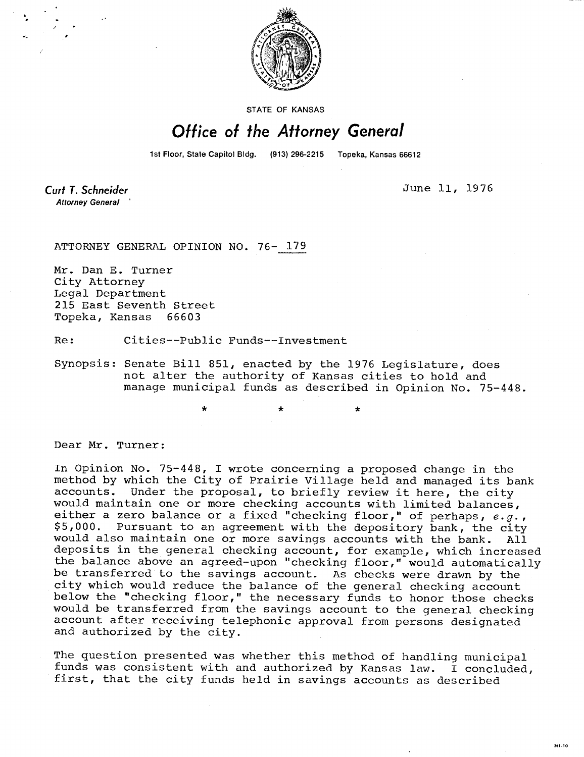STATE OF KANSAS

# Office of the Attorney General

1st Floor, State Capitol Bldg. (913) 296-2215 Topeka, Kansas 66612

**Curt T. Schneider**
*Attorney General*

June 11, 1976

ATTORNEY GENERAL OPINION NO. 76- 179

Mr. Dan E. Turner
City Attorney
Legal Department
215 East Seventh Street
Topeka, Kansas 66603

Re: Cities--Public Funds--Investment

Synopsis: Senate Bill 851, enacted by the 1976 Legislature, does not alter the authority of Kansas cities to hold and manage municipal funds as described in Opinion No. 75-448.

\* \* \*

Dear Mr. Turner:

In Opinion No. 75-448, I wrote concerning a proposed change in the method by which the City of Prairie Village held and managed its bank accounts. Under the proposal, to briefly review it here, the city would maintain one or more checking accounts with limited balances, either a zero balance or a fixed "checking floor," of perhaps, *e.g.*, $5,000. Pursuant to an agreement with the depository bank, the city would also maintain one or more savings accounts with the bank. All deposits in the general checking account, for example, which increased the balance above an agreed-upon "checking floor," would automatically be transferred to the savings account. As checks were drawn by the city which would reduce the balance of the general checking account below the "checking floor," the necessary funds to honor those checks would be transferred from the savings account to the general checking account after receiving telephonic approval from persons designated and authorized by the city.

The question presented was whether this method of handling municipal funds was consistent with and authorized by Kansas law. I concluded, first, that the city funds held in savings accounts as described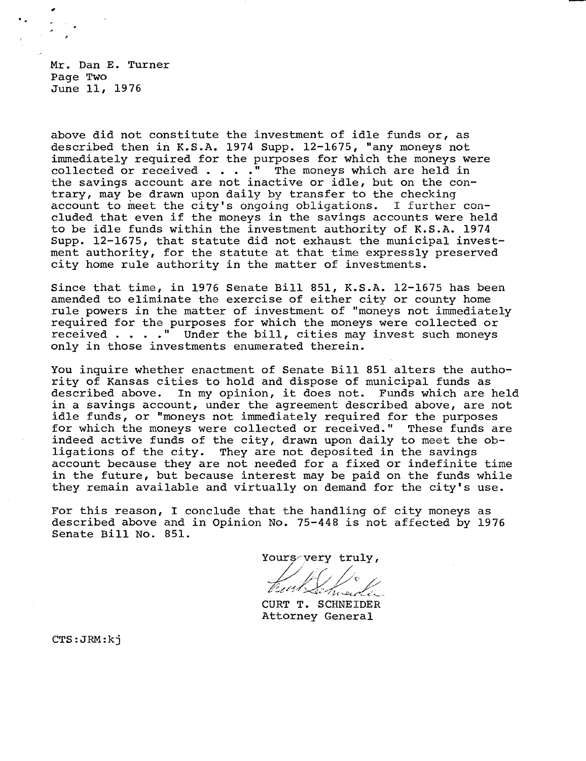Mr. Dan E. Turner
Page Two
June 11, 1976

above did not constitute the investment of idle funds or, as described then in K.S.A. 1974 Supp. 12-1675, "any moneys not immediately required for the purposes for which the moneys were collected or received . . . ." The moneys which are held in the savings account are not inactive or idle, but on the contrary, may be drawn upon daily by transfer to the checking account to meet the city's ongoing obligations. I further concluded that even if the moneys in the savings accounts were held to be idle funds within the investment authority of K.S.A. 1974 Supp. 12-1675, that statute did not exhaust the municipal investment authority, for the statute at that time expressly preserved city home rule authority in the matter of investments.

Since that time, in 1976 Senate Bill 851, K.S.A. 12-1675 has been amended to eliminate the exercise of either city or county home rule powers in the matter of investment of "moneys not immediately required for the purposes for which the moneys were collected or received . . . ." Under the bill, cities may invest such moneys only in those investments enumerated therein.

You inquire whether enactment of Senate Bill 851 alters the authority of Kansas cities to hold and dispose of municipal funds as described above. In my opinion, it does not. Funds which are held in a savings account, under the agreement described above, are not idle funds, or "moneys not immediately required for the purposes for which the moneys were collected or received." These funds are indeed active funds of the city, drawn upon daily to meet the obligations of the city. They are not deposited in the savings account because they are not needed for a fixed or indefinite time in the future, but because interest may be paid on the funds while they remain available and virtually on demand for the city's use.

For this reason, I conclude that the handling of city moneys as described above and in Opinion No. 75-448 is not affected by 1976 Senate Bill No. 851.

Yours very truly,

CURT T. SCHNEIDER
Attorney General

CTS:JRM:kj